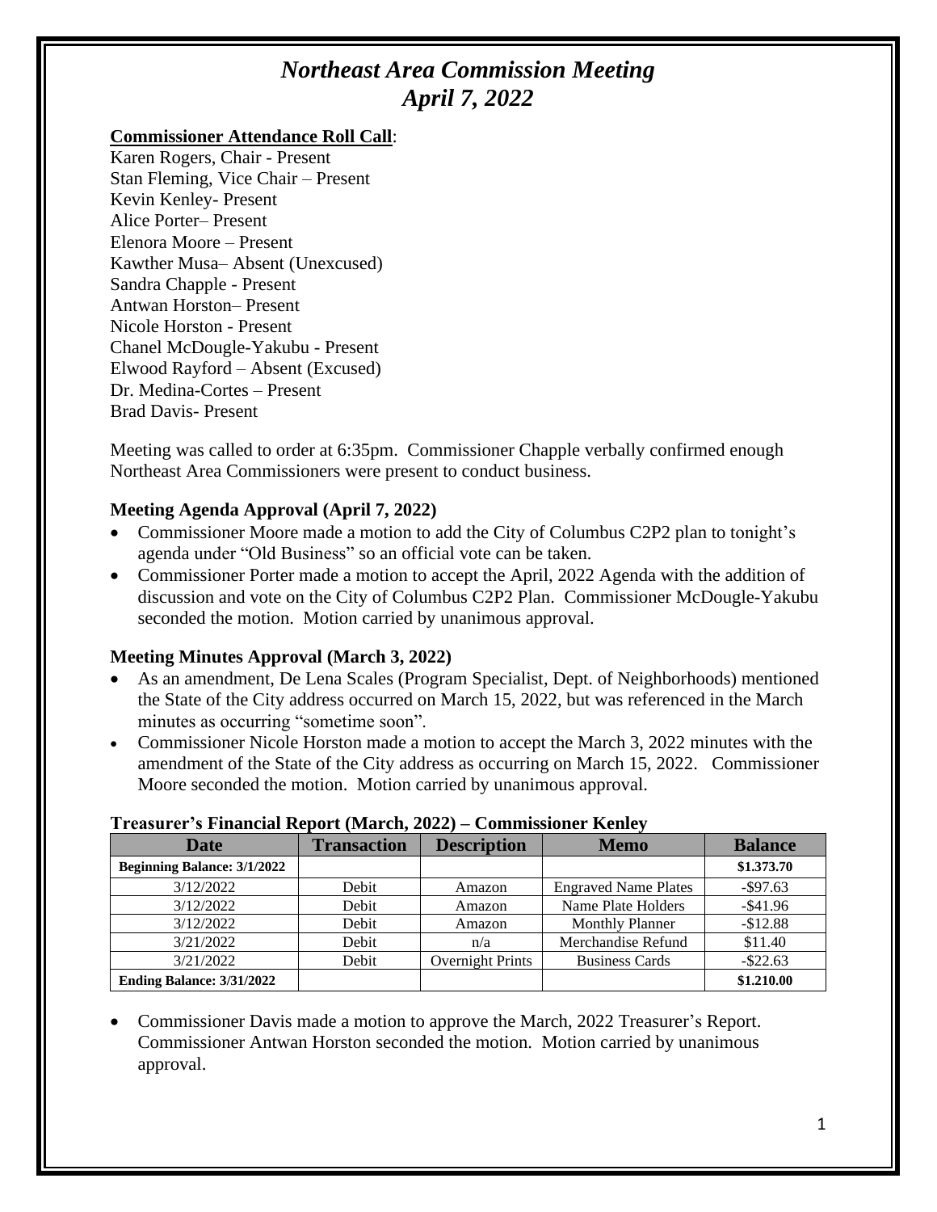# *Northeast Area Commission Meeting*
# *April 7, 2022*

**Commissioner Attendance Roll Call**:
Karen Rogers, Chair - Present
Stan Fleming, Vice Chair – Present
Kevin Kenley- Present
Alice Porter– Present
Elenora Moore – Present
Kawther Musa– Absent (Unexcused)
Sandra Chapple - Present
Antwan Horston– Present
Nicole Horston - Present
Chanel McDougle-Yakubu - Present
Elwood Rayford – Absent (Excused)
Dr. Medina-Cortes – Present
Brad Davis- Present

Meeting was called to order at 6:35pm. Commissioner Chapple verbally confirmed enough Northeast Area Commissioners were present to conduct business.

### Meeting Agenda Approval (April 7, 2022)

- Commissioner Moore made a motion to add the City of Columbus C2P2 plan to tonight's agenda under "Old Business" so an official vote can be taken.
- Commissioner Porter made a motion to accept the April, 2022 Agenda with the addition of discussion and vote on the City of Columbus C2P2 Plan. Commissioner McDougle-Yakubu seconded the motion. Motion carried by unanimous approval.

### Meeting Minutes Approval (March 3, 2022)

- As an amendment, De Lena Scales (Program Specialist, Dept. of Neighborhoods) mentioned the State of the City address occurred on March 15, 2022, but was referenced in the March minutes as occurring "sometime soon".
- Commissioner Nicole Horston made a motion to accept the March 3, 2022 minutes with the amendment of the State of the City address as occurring on March 15, 2022. Commissioner Moore seconded the motion. Motion carried by unanimous approval.

### Treasurer's Financial Report (March, 2022) – Commissioner Kenley

| Date | Transaction | Description | Memo | Balance |
|---|---|---|---|---|
| **Beginning Balance: 3/1/2022** | | | | **$1.373.70** |
| 3/12/2022 | Debit | Amazon | Engraved Name Plates | -$97.63 |
| 3/12/2022 | Debit | Amazon | Name Plate Holders | -$41.96 |
| 3/12/2022 | Debit | Amazon | Monthly Planner | -$12.88 |
| 3/21/2022 | Debit | n/a | Merchandise Refund | $11.40 |
| 3/21/2022 | Debit | Overnight Prints | Business Cards | -$22.63 |
| **Ending Balance: 3/31/2022** | | | | **$1.210.00** |

- Commissioner Davis made a motion to approve the March, 2022 Treasurer's Report. Commissioner Antwan Horston seconded the motion. Motion carried by unanimous approval.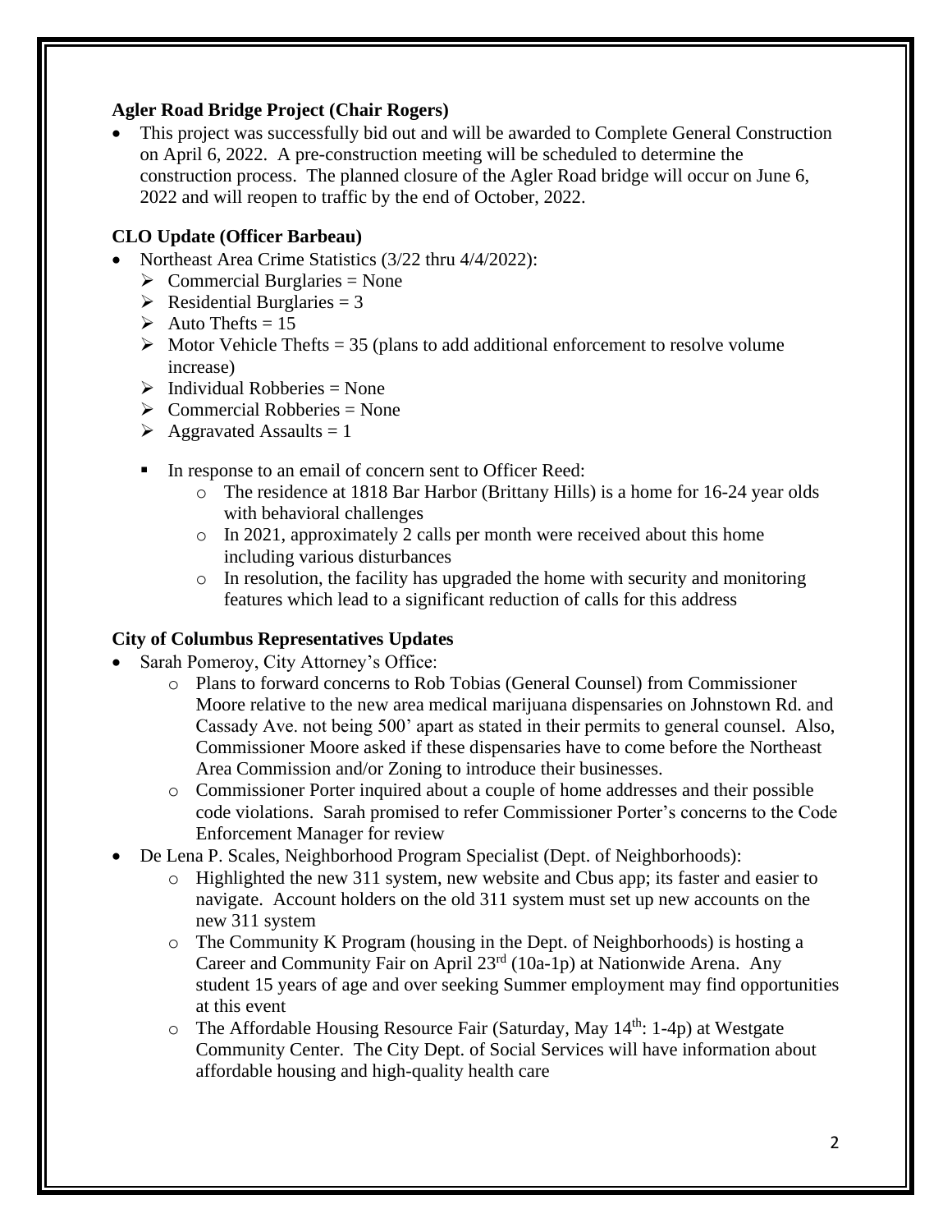### Agler Road Bridge Project (Chair Rogers)

- This project was successfully bid out and will be awarded to Complete General Construction on April 6, 2022. A pre-construction meeting will be scheduled to determine the construction process. The planned closure of the Agler Road bridge will occur on June 6, 2022 and will reopen to traffic by the end of October, 2022.

### CLO Update (Officer Barbeau)

- Northeast Area Crime Statistics (3/22 thru 4/4/2022):
  - Commercial Burglaries = None
  - Residential Burglaries = 3
  - Auto Thefts = 15
  - Motor Vehicle Thefts = 35 (plans to add additional enforcement to resolve volume increase)
  - Individual Robberies = None
  - Commercial Robberies = None
  - Aggravated Assaults = 1

  - In response to an email of concern sent to Officer Reed:
    - The residence at 1818 Bar Harbor (Brittany Hills) is a home for 16-24 year olds with behavioral challenges
    - In 2021, approximately 2 calls per month were received about this home including various disturbances
    - In resolution, the facility has upgraded the home with security and monitoring features which lead to a significant reduction of calls for this address

### City of Columbus Representatives Updates

- Sarah Pomeroy, City Attorney's Office:
  - Plans to forward concerns to Rob Tobias (General Counsel) from Commissioner Moore relative to the new area medical marijuana dispensaries on Johnstown Rd. and Cassady Ave. not being 500' apart as stated in their permits to general counsel. Also, Commissioner Moore asked if these dispensaries have to come before the Northeast Area Commission and/or Zoning to introduce their businesses.
  - Commissioner Porter inquired about a couple of home addresses and their possible code violations. Sarah promised to refer Commissioner Porter's concerns to the Code Enforcement Manager for review
- De Lena P. Scales, Neighborhood Program Specialist (Dept. of Neighborhoods):
  - Highlighted the new 311 system, new website and Cbus app; its faster and easier to navigate. Account holders on the old 311 system must set up new accounts on the new 311 system
  - The Community K Program (housing in the Dept. of Neighborhoods) is hosting a Career and Community Fair on April 23rd (10a-1p) at Nationwide Arena. Any student 15 years of age and over seeking Summer employment may find opportunities at this event
  - The Affordable Housing Resource Fair (Saturday, May 14th: 1-4p) at Westgate Community Center. The City Dept. of Social Services will have information about affordable housing and high-quality health care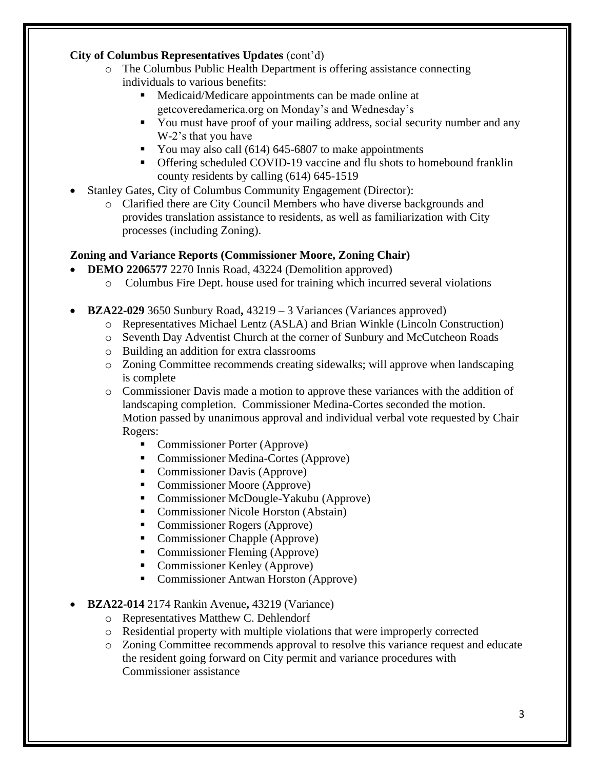**City of Columbus Representatives Updates** (cont'd)

- The Columbus Public Health Department is offering assistance connecting individuals to various benefits:
  - Medicaid/Medicare appointments can be made online at getcoveredamerica.org on Monday's and Wednesday's
  - You must have proof of your mailing address, social security number and any W-2's that you have
  - You may also call (614) 645-6807 to make appointments
  - Offering scheduled COVID-19 vaccine and flu shots to homebound franklin county residents by calling (614) 645-1519
- Stanley Gates, City of Columbus Community Engagement (Director):
  - Clarified there are City Council Members who have diverse backgrounds and provides translation assistance to residents, as well as familiarization with City processes (including Zoning).

**Zoning and Variance Reports (Commissioner Moore, Zoning Chair)**

- **DEMO 2206577** 2270 Innis Road, 43224 (Demolition approved)
  - Columbus Fire Dept. house used for training which incurred several violations
- **BZA22-029** 3650 Sunbury Road**,** 43219 – 3 Variances (Variances approved)
  - Representatives Michael Lentz (ASLA) and Brian Winkle (Lincoln Construction)
  - Seventh Day Adventist Church at the corner of Sunbury and McCutcheon Roads
  - Building an addition for extra classrooms
  - Zoning Committee recommends creating sidewalks; will approve when landscaping is complete
  - Commissioner Davis made a motion to approve these variances with the addition of landscaping completion. Commissioner Medina-Cortes seconded the motion. Motion passed by unanimous approval and individual verbal vote requested by Chair Rogers:
    - Commissioner Porter (Approve)
    - Commissioner Medina-Cortes (Approve)
    - Commissioner Davis (Approve)
    - Commissioner Moore (Approve)
    - Commissioner McDougle-Yakubu (Approve)
    - Commissioner Nicole Horston (Abstain)
    - Commissioner Rogers (Approve)
    - Commissioner Chapple (Approve)
    - Commissioner Fleming (Approve)
    - Commissioner Kenley (Approve)
    - Commissioner Antwan Horston (Approve)
- **BZA22-014** 2174 Rankin Avenue**,** 43219 (Variance)
  - Representatives Matthew C. Dehlendorf
  - Residential property with multiple violations that were improperly corrected
  - Zoning Committee recommends approval to resolve this variance request and educate the resident going forward on City permit and variance procedures with Commissioner assistance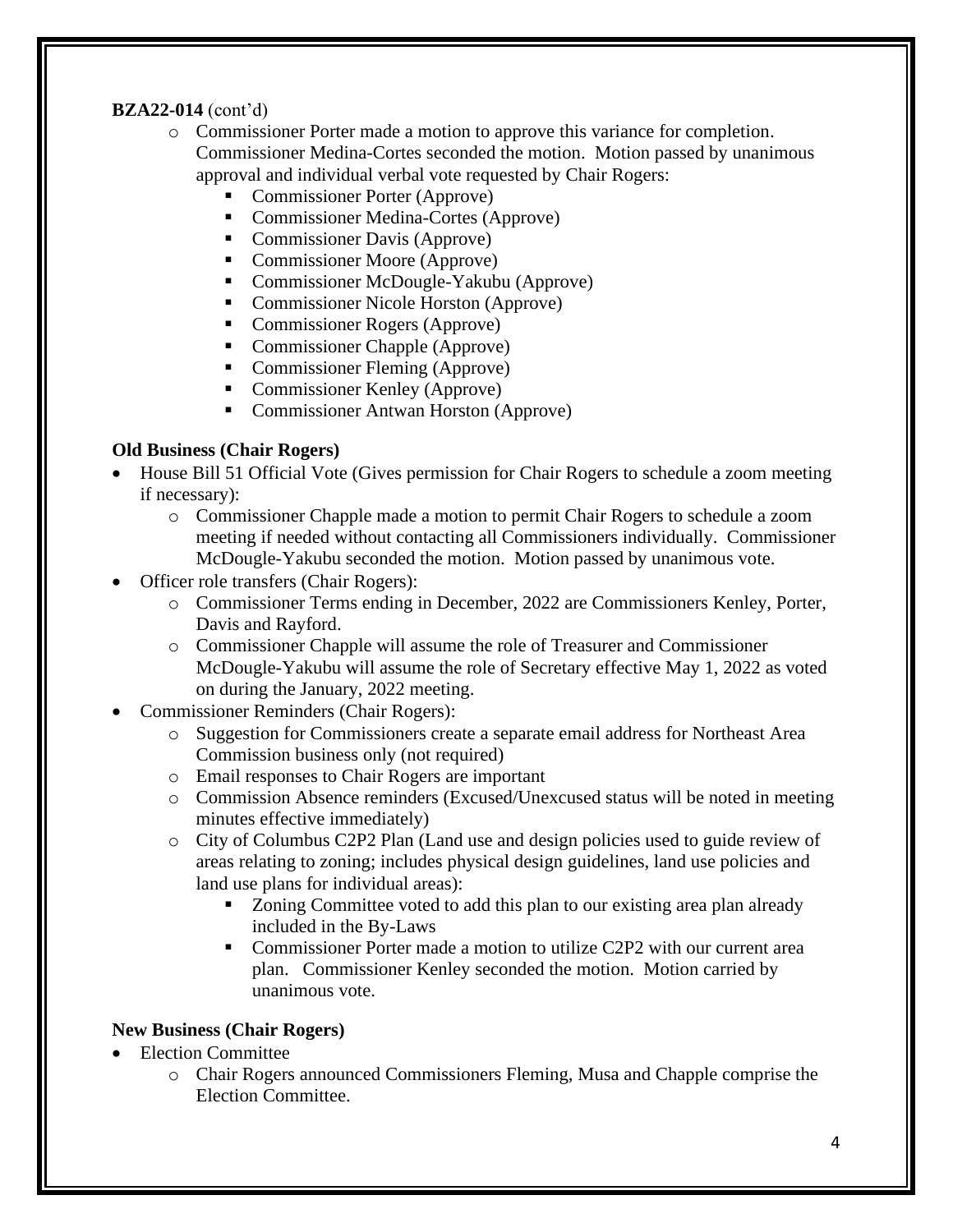**BZA22-014** (cont'd)

- Commissioner Porter made a motion to approve this variance for completion. Commissioner Medina-Cortes seconded the motion. Motion passed by unanimous approval and individual verbal vote requested by Chair Rogers:
  - Commissioner Porter (Approve)
  - Commissioner Medina-Cortes (Approve)
  - Commissioner Davis (Approve)
  - Commissioner Moore (Approve)
  - Commissioner McDougle-Yakubu (Approve)
  - Commissioner Nicole Horston (Approve)
  - Commissioner Rogers (Approve)
  - Commissioner Chapple (Approve)
  - Commissioner Fleming (Approve)
  - Commissioner Kenley (Approve)
  - Commissioner Antwan Horston (Approve)

**Old Business (Chair Rogers)**

- House Bill 51 Official Vote (Gives permission for Chair Rogers to schedule a zoom meeting if necessary):
  - Commissioner Chapple made a motion to permit Chair Rogers to schedule a zoom meeting if needed without contacting all Commissioners individually. Commissioner McDougle-Yakubu seconded the motion. Motion passed by unanimous vote.
- Officer role transfers (Chair Rogers):
  - Commissioner Terms ending in December, 2022 are Commissioners Kenley, Porter, Davis and Rayford.
  - Commissioner Chapple will assume the role of Treasurer and Commissioner McDougle-Yakubu will assume the role of Secretary effective May 1, 2022 as voted on during the January, 2022 meeting.
- Commissioner Reminders (Chair Rogers):
  - Suggestion for Commissioners create a separate email address for Northeast Area Commission business only (not required)
  - Email responses to Chair Rogers are important
  - Commission Absence reminders (Excused/Unexcused status will be noted in meeting minutes effective immediately)
  - City of Columbus C2P2 Plan (Land use and design policies used to guide review of areas relating to zoning; includes physical design guidelines, land use policies and land use plans for individual areas):
    - Zoning Committee voted to add this plan to our existing area plan already included in the By-Laws
    - Commissioner Porter made a motion to utilize C2P2 with our current area plan. Commissioner Kenley seconded the motion. Motion carried by unanimous vote.

**New Business (Chair Rogers)**

- Election Committee
  - Chair Rogers announced Commissioners Fleming, Musa and Chapple comprise the Election Committee.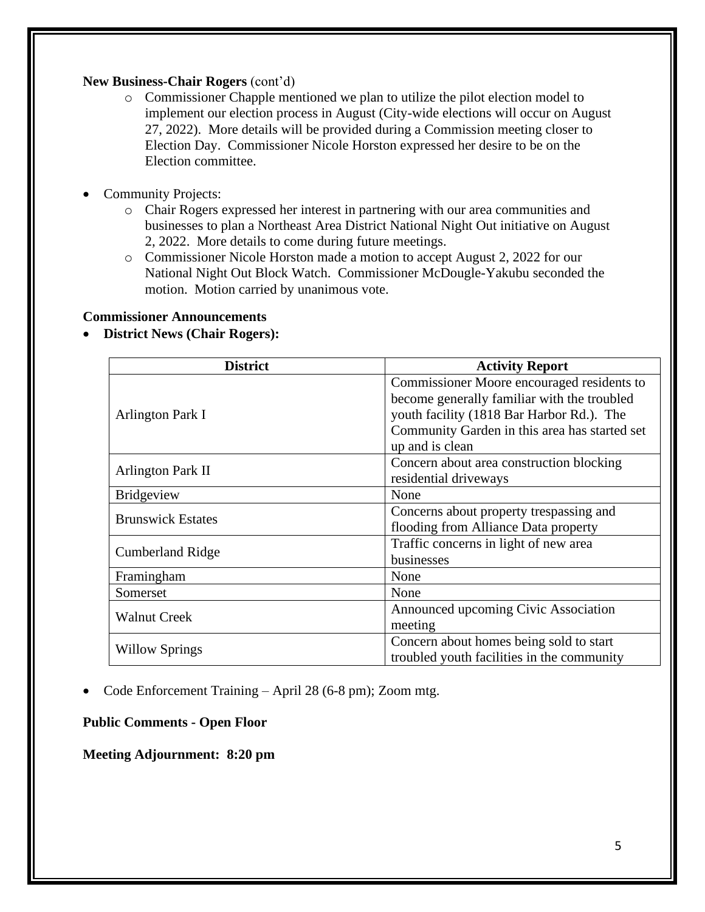**New Business-Chair Rogers** (cont'd)

- Commissioner Chapple mentioned we plan to utilize the pilot election model to implement our election process in August (City-wide elections will occur on August 27, 2022). More details will be provided during a Commission meeting closer to Election Day. Commissioner Nicole Horston expressed her desire to be on the Election committee.

- Community Projects:
  - Chair Rogers expressed her interest in partnering with our area communities and businesses to plan a Northeast Area District National Night Out initiative on August 2, 2022. More details to come during future meetings.
  - Commissioner Nicole Horston made a motion to accept August 2, 2022 for our National Night Out Block Watch. Commissioner McDougle-Yakubu seconded the motion. Motion carried by unanimous vote.

**Commissioner Announcements**

- **District News (Chair Rogers):**

| District | Activity Report |
|---|---|
| Arlington Park I | Commissioner Moore encouraged residents to become generally familiar with the troubled youth facility (1818 Bar Harbor Rd.). The Community Garden in this area has started set up and is clean |
| Arlington Park II | Concern about area construction blocking residential driveways |
| Bridgeview | None |
| Brunswick Estates | Concerns about property trespassing and flooding from Alliance Data property |
| Cumberland Ridge | Traffic concerns in light of new area businesses |
| Framingham | None |
| Somerset | None |
| Walnut Creek | Announced upcoming Civic Association meeting |
| Willow Springs | Concern about homes being sold to start troubled youth facilities in the community |

- Code Enforcement Training – April 28 (6-8 pm); Zoom mtg.

**Public Comments - Open Floor**

**Meeting Adjournment: 8:20 pm**